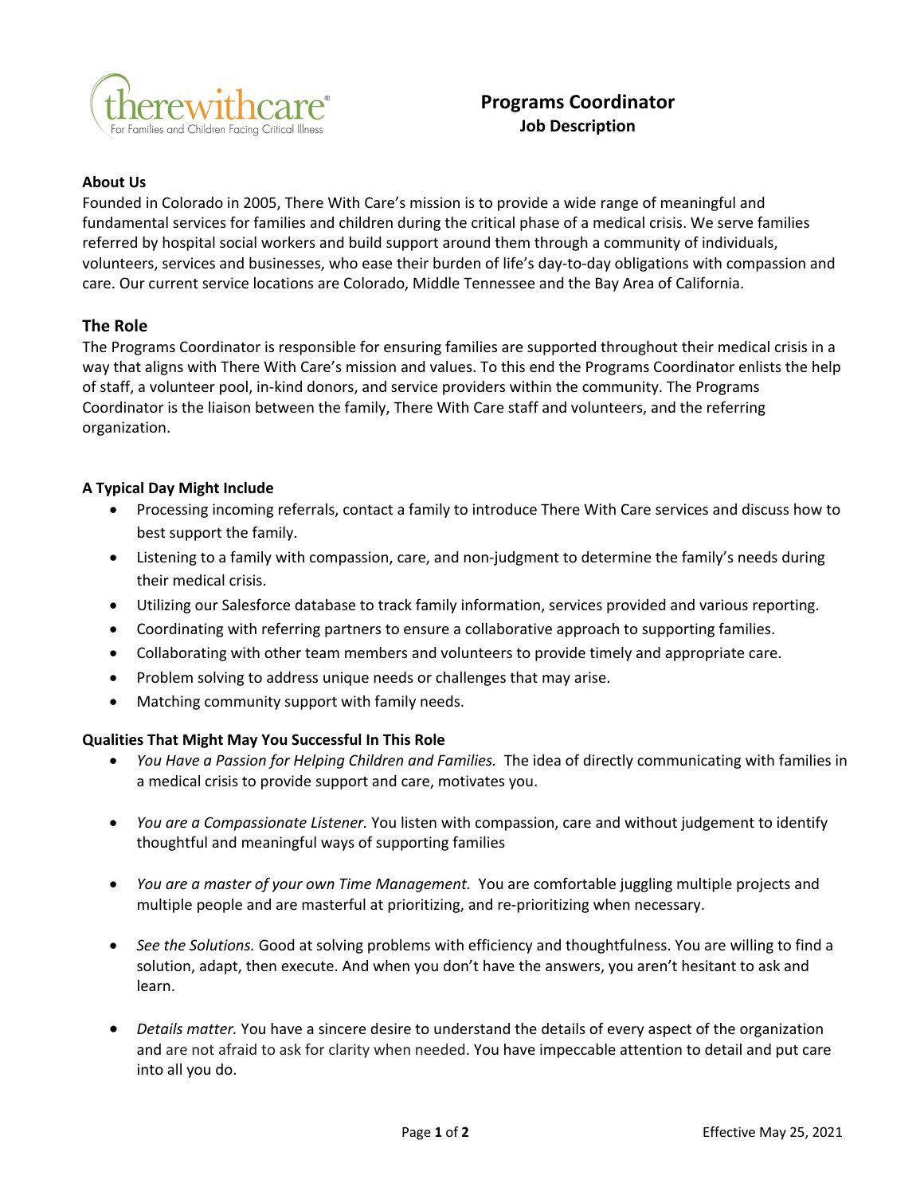therewithcare®
For Families and Children Facing Critical Illness

# Programs Coordinator
## Job Description

**About Us**

Founded in Colorado in 2005, There With Care's mission is to provide a wide range of meaningful and fundamental services for families and children during the critical phase of a medical crisis. We serve families referred by hospital social workers and build support around them through a community of individuals, volunteers, services and businesses, who ease their burden of life's day-to-day obligations with compassion and care. Our current service locations are Colorado, Middle Tennessee and the Bay Area of California.

## The Role

The Programs Coordinator is responsible for ensuring families are supported throughout their medical crisis in a way that aligns with There With Care's mission and values. To this end the Programs Coordinator enlists the help of staff, a volunteer pool, in-kind donors, and service providers within the community. The Programs Coordinator is the liaison between the family, There With Care staff and volunteers, and the referring organization.

**A Typical Day Might Include**

- Processing incoming referrals, contact a family to introduce There With Care services and discuss how to best support the family.
- Listening to a family with compassion, care, and non-judgment to determine the family's needs during their medical crisis.
- Utilizing our Salesforce database to track family information, services provided and various reporting.
- Coordinating with referring partners to ensure a collaborative approach to supporting families.
- Collaborating with other team members and volunteers to provide timely and appropriate care.
- Problem solving to address unique needs or challenges that may arise.
- Matching community support with family needs.

**Qualities That Might May You Successful In This Role**

- *You Have a Passion for Helping Children and Families.* The idea of directly communicating with families in a medical crisis to provide support and care, motivates you.
- *You are a Compassionate Listener.* You listen with compassion, care and without judgement to identify thoughtful and meaningful ways of supporting families
- *You are a master of your own Time Management.* You are comfortable juggling multiple projects and multiple people and are masterful at prioritizing, and re-prioritizing when necessary.
- *See the Solutions.* Good at solving problems with efficiency and thoughtfulness. You are willing to find a solution, adapt, then execute. And when you don't have the answers, you aren't hesitant to ask and learn.
- *Details matter.* You have a sincere desire to understand the details of every aspect of the organization and are not afraid to ask for clarity when needed. You have impeccable attention to detail and put care into all you do.

Effective May 25, 2021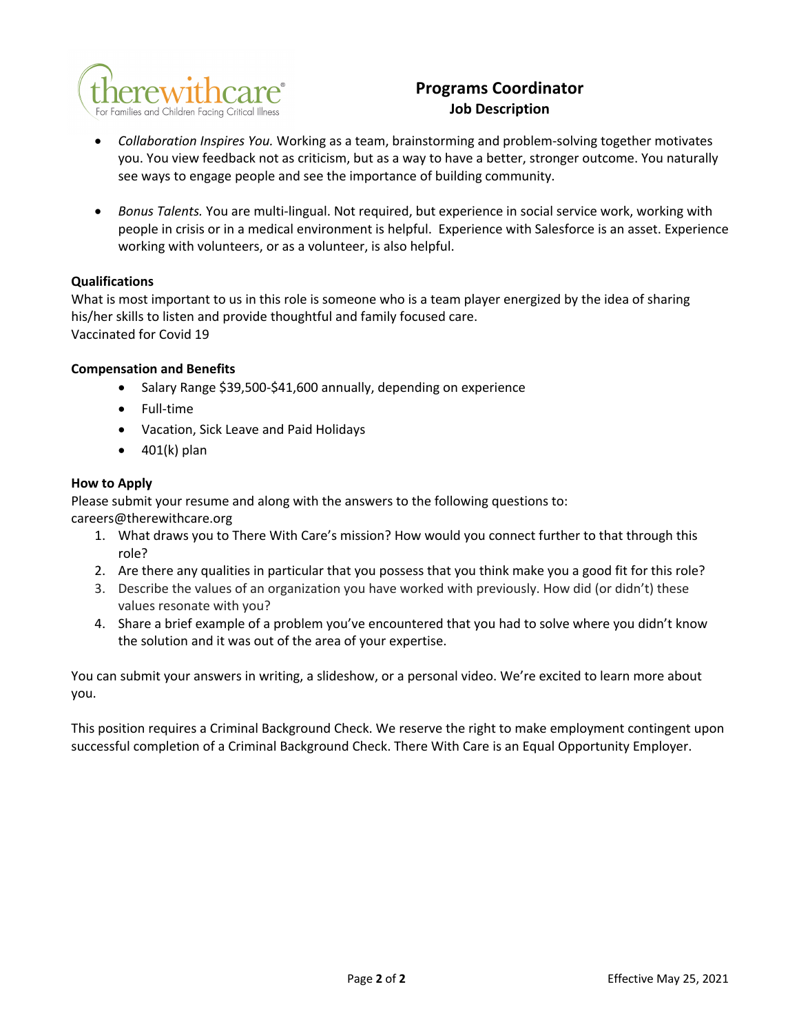- *Collaboration Inspires You.* Working as a team, brainstorming and problem-solving together motivates you. You view feedback not as criticism, but as a way to have a better, stronger outcome. You naturally see ways to engage people and see the importance of building community.

- *Bonus Talents.* You are multi-lingual. Not required, but experience in social service work, working with people in crisis or in a medical environment is helpful. Experience with Salesforce is an asset. Experience working with volunteers, or as a volunteer, is also helpful.

**Qualifications**

What is most important to us in this role is someone who is a team player energized by the idea of sharing his/her skills to listen and provide thoughtful and family focused care.
Vaccinated for Covid 19

**Compensation and Benefits**

- Salary Range $39,500-$41,600 annually, depending on experience
- Full-time
- Vacation, Sick Leave and Paid Holidays
- 401(k) plan

**How to Apply**

Please submit your resume and along with the answers to the following questions to: careers@therewithcare.org

1. What draws you to There With Care's mission? How would you connect further to that through this role?
2. Are there any qualities in particular that you possess that you think make you a good fit for this role?
3. Describe the values of an organization you have worked with previously. How did (or didn't) these values resonate with you?
4. Share a brief example of a problem you've encountered that you had to solve where you didn't know the solution and it was out of the area of your expertise.

You can submit your answers in writing, a slideshow, or a personal video. We're excited to learn more about you.

This position requires a Criminal Background Check. We reserve the right to make employment contingent upon successful completion of a Criminal Background Check. There With Care is an Equal Opportunity Employer.